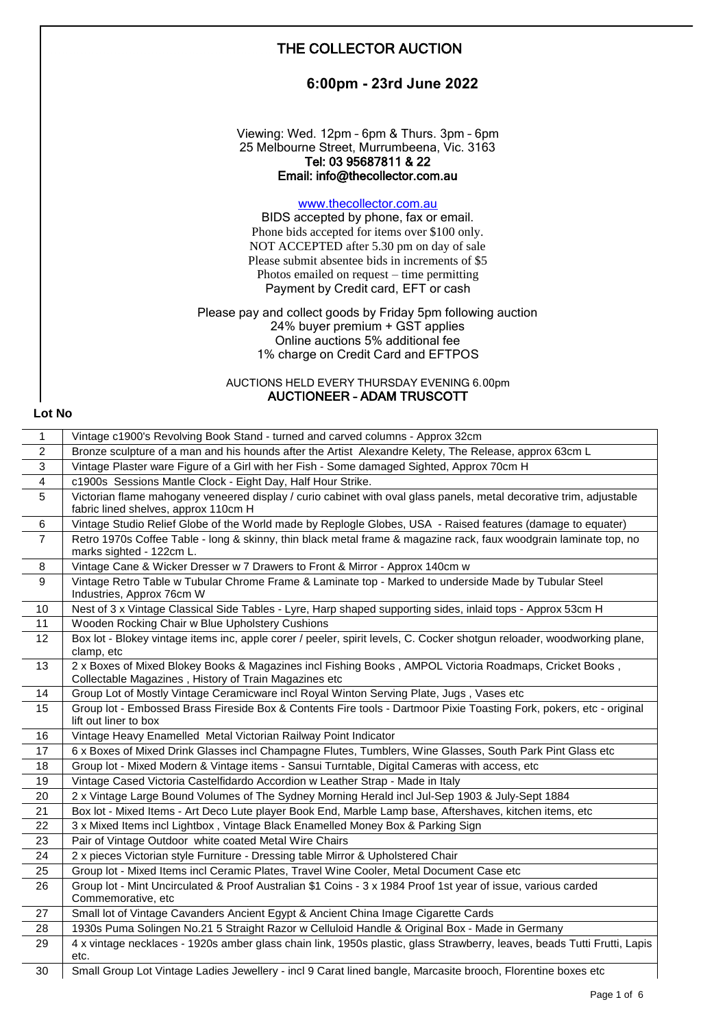# THE COLLECTOR AUCTION

## 6:00pm - 23rd June 2022

Viewing: Wed. 12pm – 6pm & Thurs. 3pm – 6pm
25 Melbourne Street, Murrumbeena, Vic. 3163
**Tel: 03 95687811 & 22**
**Email: info@thecollector.com.au**

www.thecollector.com.au
BIDS accepted by phone, fax or email.
Phone bids accepted for items over $100 only.
NOT ACCEPTED after 5.30 pm on day of sale
Please submit absentee bids in increments of $5
Photos emailed on request – time permitting
Payment by Credit card, EFT or cash

Please pay and collect goods by Friday 5pm following auction
24% buyer premium + GST applies
Online auctions 5% additional fee
1% charge on Credit Card and EFTPOS

AUCTIONS HELD EVERY THURSDAY EVENING 6.00pm
**AUCTIONEER – ADAM TRUSCOTT**

| Lot No | |
|---|---|
| 1 | Vintage c1900's Revolving Book Stand - turned and carved columns - Approx 32cm |
| 2 | Bronze sculpture of a man and his hounds after the Artist Alexandre Kelety, The Release, approx 63cm L |
| 3 | Vintage Plaster ware Figure of a Girl with her Fish - Some damaged Sighted, Approx 70cm H |
| 4 | c1900s Sessions Mantle Clock - Eight Day, Half Hour Strike. |
| 5 | Victorian flame mahogany veneered display / curio cabinet with oval glass panels, metal decorative trim, adjustable fabric lined shelves, approx 110cm H |
| 6 | Vintage Studio Relief Globe of the World made by Replogle Globes, USA - Raised features (damage to equater) |
| 7 | Retro 1970s Coffee Table - long & skinny, thin black metal frame & magazine rack, faux woodgrain laminate top, no marks sighted - 122cm L. |
| 8 | Vintage Cane & Wicker Dresser w 7 Drawers to Front & Mirror - Approx 140cm w |
| 9 | Vintage Retro Table w Tubular Chrome Frame & Laminate top - Marked to underside Made by Tubular Steel Industries, Approx 76cm W |
| 10 | Nest of 3 x Vintage Classical Side Tables - Lyre, Harp shaped supporting sides, inlaid tops - Approx 53cm H |
| 11 | Wooden Rocking Chair w Blue Upholstery Cushions |
| 12 | Box lot - Blokey vintage items inc, apple corer / peeler, spirit levels, C. Cocker shotgun reloader, woodworking plane, clamp, etc |
| 13 | 2 x Boxes of Mixed Blokey Books & Magazines incl Fishing Books , AMPOL Victoria Roadmaps, Cricket Books , Collectable Magazines , History of Train Magazines etc |
| 14 | Group Lot of Mostly Vintage Ceramicware incl Royal Winton Serving Plate, Jugs , Vases etc |
| 15 | Group lot - Embossed Brass Fireside Box & Contents Fire tools - Dartmoor Pixie Toasting Fork, pokers, etc - original lift out liner to box |
| 16 | Vintage Heavy Enamelled Metal Victorian Railway Point Indicator |
| 17 | 6 x Boxes of Mixed Drink Glasses incl Champagne Flutes, Tumblers, Wine Glasses, South Park Pint Glass etc |
| 18 | Group lot - Mixed Modern & Vintage items - Sansui Turntable, Digital Cameras with access, etc |
| 19 | Vintage Cased Victoria Castelfidardo Accordion w Leather Strap - Made in Italy |
| 20 | 2 x Vintage Large Bound Volumes of The Sydney Morning Herald incl Jul-Sep 1903 & July-Sept 1884 |
| 21 | Box lot - Mixed Items - Art Deco Lute player Book End, Marble Lamp base, Aftershaves, kitchen items, etc |
| 22 | 3 x Mixed Items incl Lightbox , Vintage Black Enamelled Money Box & Parking Sign |
| 23 | Pair of Vintage Outdoor white coated Metal Wire Chairs |
| 24 | 2 x pieces Victorian style Furniture - Dressing table Mirror & Upholstered Chair |
| 25 | Group lot - Mixed Items incl Ceramic Plates, Travel Wine Cooler, Metal Document Case etc |
| 26 | Group lot - Mint Uncirculated & Proof Australian $1 Coins - 3 x 1984 Proof 1st year of issue, various carded Commemorative, etc |
| 27 | Small lot of Vintage Cavanders Ancient Egypt & Ancient China Image Cigarette Cards |
| 28 | 1930s Puma Solingen No.21 5 Straight Razor w Celluloid Handle & Original Box - Made in Germany |
| 29 | 4 x vintage necklaces - 1920s amber glass chain link, 1950s plastic, glass Strawberry, leaves, beads Tutti Frutti, Lapis etc. |
| 30 | Small Group Lot Vintage Ladies Jewellery - incl 9 Carat lined bangle, Marcasite brooch, Florentine boxes etc |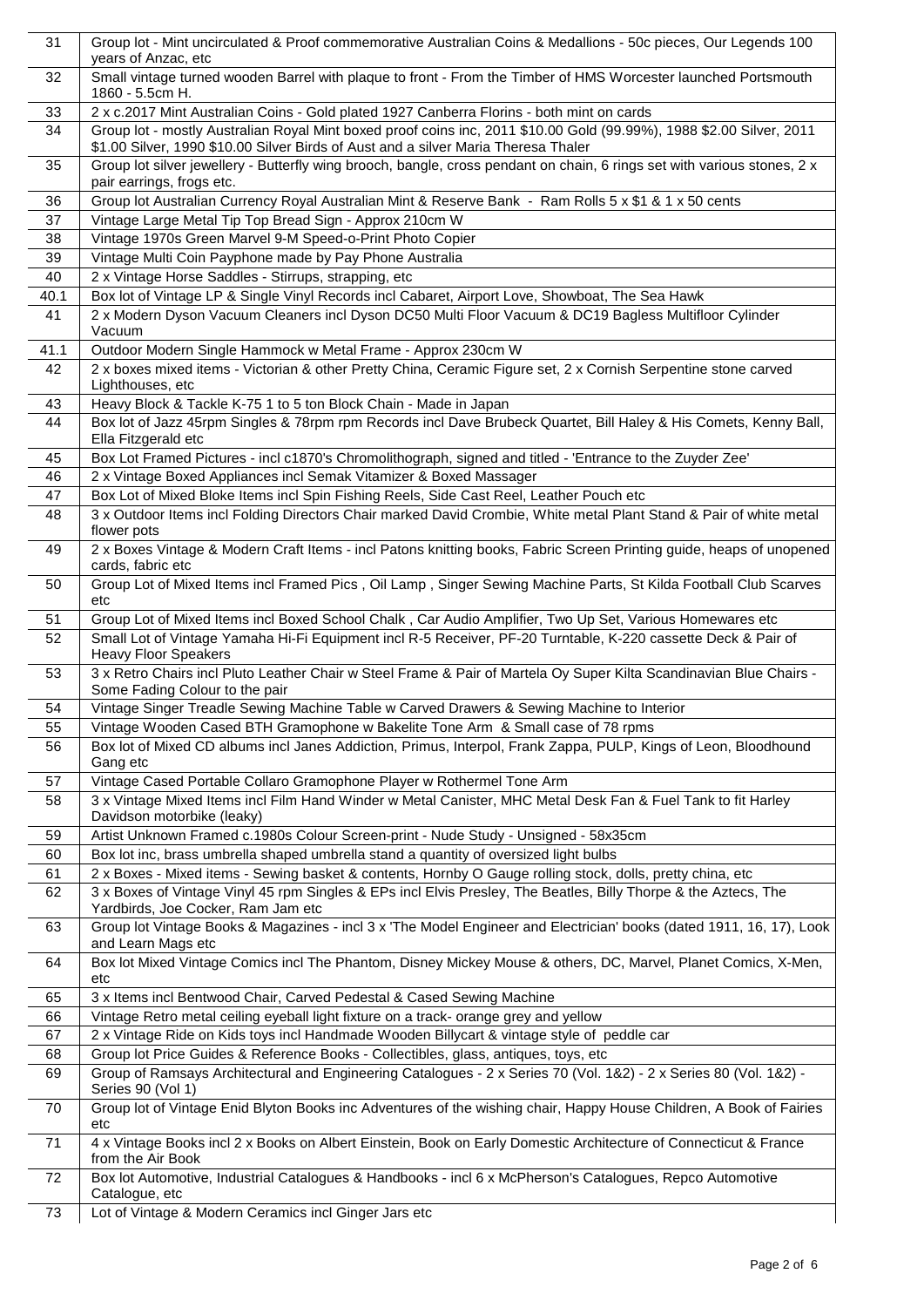| | |
|---|---|
| 31 | Group lot - Mint uncirculated & Proof commemorative Australian Coins & Medallions - 50c pieces, Our Legends 100 years of Anzac, etc |
| 32 | Small vintage turned wooden Barrel with plaque to front - From the Timber of HMS Worcester launched Portsmouth 1860 - 5.5cm H. |
| 33 | 2 x c.2017 Mint Australian Coins - Gold plated 1927 Canberra Florins - both mint on cards |
| 34 | Group lot - mostly Australian Royal Mint boxed proof coins inc, 2011 $10.00 Gold (99.99%), 1988 $2.00 Silver, 2011 $1.00 Silver, 1990 $10.00 Silver Birds of Aust and a silver Maria Theresa Thaler |
| 35 | Group lot silver jewellery - Butterfly wing brooch, bangle, cross pendant on chain, 6 rings set with various stones, 2 x pair earrings, frogs etc. |
| 36 | Group lot Australian Currency Royal Australian Mint & Reserve Bank - Ram Rolls 5 x $1 & 1 x 50 cents |
| 37 | Vintage Large Metal Tip Top Bread Sign - Approx 210cm W |
| 38 | Vintage 1970s Green Marvel 9-M Speed-o-Print Photo Copier |
| 39 | Vintage Multi Coin Payphone made by Pay Phone Australia |
| 40 | 2 x Vintage Horse Saddles - Stirrups, strapping, etc |
| 40.1 | Box lot of Vintage LP & Single Vinyl Records incl Cabaret, Airport Love, Showboat, The Sea Hawk |
| 41 | 2 x Modern Dyson Vacuum Cleaners incl Dyson DC50 Multi Floor Vacuum & DC19 Bagless Multifloor Cylinder Vacuum |
| 41.1 | Outdoor Modern Single Hammock w Metal Frame - Approx 230cm W |
| 42 | 2 x boxes mixed items - Victorian & other Pretty China, Ceramic Figure set, 2 x Cornish Serpentine stone carved Lighthouses, etc |
| 43 | Heavy Block & Tackle K-75 1 to 5 ton Block Chain - Made in Japan |
| 44 | Box lot of Jazz 45rpm Singles & 78rpm rpm Records incl Dave Brubeck Quartet, Bill Haley & His Comets, Kenny Ball, Ella Fitzgerald etc |
| 45 | Box Lot Framed Pictures - incl c1870's Chromolithograph, signed and titled - 'Entrance to the Zuyder Zee' |
| 46 | 2 x Vintage Boxed Appliances incl Semak Vitamizer & Boxed Massager |
| 47 | Box Lot of Mixed Bloke Items incl Spin Fishing Reels, Side Cast Reel, Leather Pouch etc |
| 48 | 3 x Outdoor Items incl Folding Directors Chair marked David Crombie, White metal Plant Stand & Pair of white metal flower pots |
| 49 | 2 x Boxes Vintage & Modern Craft Items - incl Patons knitting books, Fabric Screen Printing guide, heaps of unopened cards, fabric etc |
| 50 | Group Lot of Mixed Items incl Framed Pics , Oil Lamp , Singer Sewing Machine Parts, St Kilda Football Club Scarves etc |
| 51 | Group Lot of Mixed Items incl Boxed School Chalk , Car Audio Amplifier, Two Up Set, Various Homewares etc |
| 52 | Small Lot of Vintage Yamaha Hi-Fi Equipment incl R-5 Receiver, PF-20 Turntable, K-220 cassette Deck & Pair of Heavy Floor Speakers |
| 53 | 3 x Retro Chairs incl Pluto Leather Chair w Steel Frame & Pair of Martela Oy Super Kilta Scandinavian Blue Chairs - Some Fading Colour to the pair |
| 54 | Vintage Singer Treadle Sewing Machine Table w Carved Drawers & Sewing Machine to Interior |
| 55 | Vintage Wooden Cased BTH Gramophone w Bakelite Tone Arm & Small case of 78 rpms |
| 56 | Box lot of Mixed CD albums incl Janes Addiction, Primus, Interpol, Frank Zappa, PULP, Kings of Leon, Bloodhound Gang etc |
| 57 | Vintage Cased Portable Collaro Gramophone Player w Rothermel Tone Arm |
| 58 | 3 x Vintage Mixed Items incl Film Hand Winder w Metal Canister, MHC Metal Desk Fan & Fuel Tank to fit Harley Davidson motorbike (leaky) |
| 59 | Artist Unknown Framed c.1980s Colour Screen-print - Nude Study - Unsigned - 58x35cm |
| 60 | Box lot inc, brass umbrella shaped umbrella stand a quantity of oversized light bulbs |
| 61 | 2 x Boxes - Mixed items - Sewing basket & contents, Hornby O Gauge rolling stock, dolls, pretty china, etc |
| 62 | 3 x Boxes of Vintage Vinyl 45 rpm Singles & EPs incl Elvis Presley, The Beatles, Billy Thorpe & the Aztecs, The Yardbirds, Joe Cocker, Ram Jam etc |
| 63 | Group lot Vintage Books & Magazines - incl 3 x 'The Model Engineer and Electrician' books (dated 1911, 16, 17), Look and Learn Mags etc |
| 64 | Box lot Mixed Vintage Comics incl The Phantom, Disney Mickey Mouse & others, DC, Marvel, Planet Comics, X-Men, etc |
| 65 | 3 x Items incl Bentwood Chair, Carved Pedestal & Cased Sewing Machine |
| 66 | Vintage Retro metal ceiling eyeball light fixture on a track- orange grey and yellow |
| 67 | 2 x Vintage Ride on Kids toys incl Handmade Wooden Billycart & vintage style of peddle car |
| 68 | Group lot Price Guides & Reference Books - Collectibles, glass, antiques, toys, etc |
| 69 | Group of Ramsays Architectural and Engineering Catalogues - 2 x Series 70 (Vol. 1&2) - 2 x Series 80 (Vol. 1&2) - Series 90 (Vol 1) |
| 70 | Group lot of Vintage Enid Blyton Books inc Adventures of the wishing chair, Happy House Children, A Book of Fairies etc |
| 71 | 4 x Vintage Books incl 2 x Books on Albert Einstein, Book on Early Domestic Architecture of Connecticut & France from the Air Book |
| 72 | Box lot Automotive, Industrial Catalogues & Handbooks - incl 6 x McPherson's Catalogues, Repco Automotive Catalogue, etc |
| 73 | Lot of Vintage & Modern Ceramics incl Ginger Jars etc |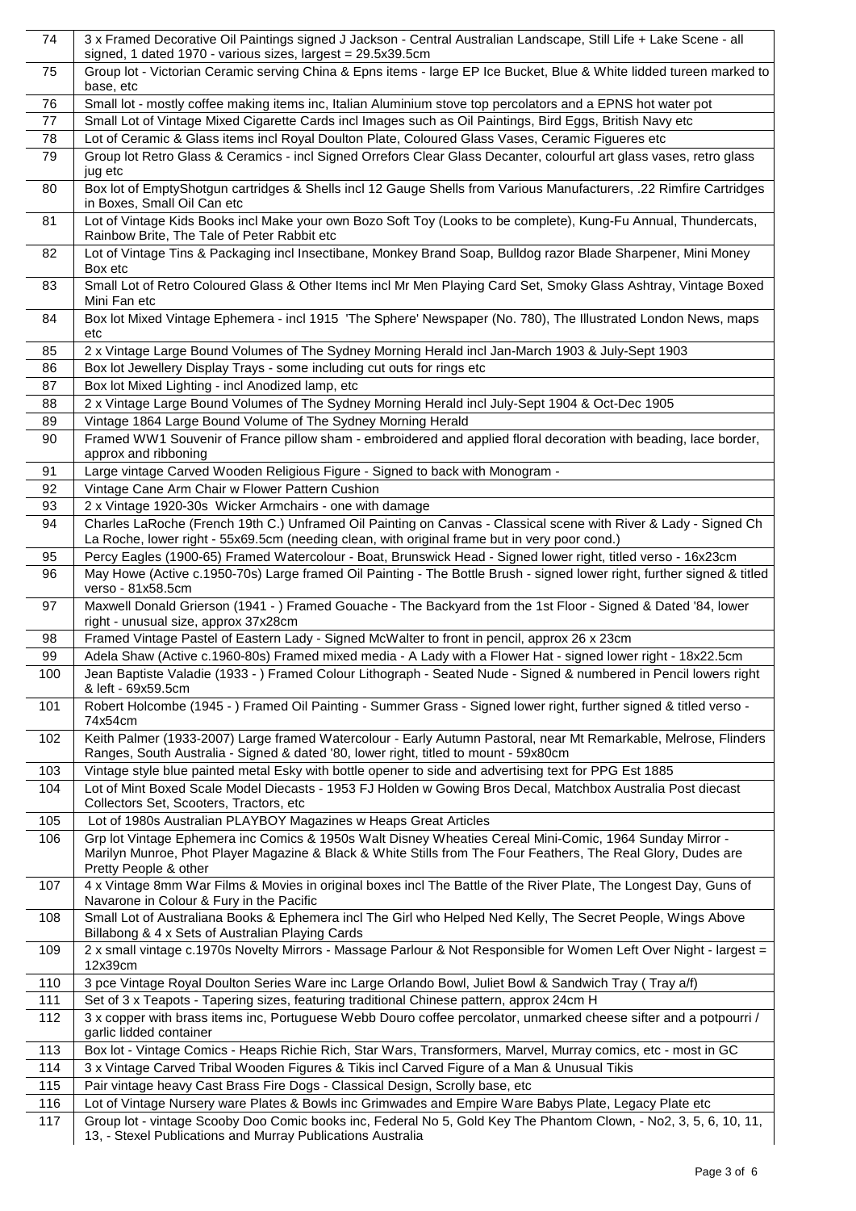| | |
|---|---|
| 74 | 3 x Framed Decorative Oil Paintings signed J Jackson - Central Australian Landscape, Still Life + Lake Scene - all signed, 1 dated 1970 - various sizes, largest = 29.5x39.5cm |
| 75 | Group lot - Victorian Ceramic serving China & Epns items - large EP Ice Bucket, Blue & White lidded tureen marked to base, etc |
| 76 | Small lot - mostly coffee making items inc, Italian Aluminium stove top percolators and a EPNS hot water pot |
| 77 | Small Lot of Vintage Mixed Cigarette Cards incl Images such as Oil Paintings, Bird Eggs, British Navy etc |
| 78 | Lot of Ceramic & Glass items incl Royal Doulton Plate, Coloured Glass Vases, Ceramic Figueres etc |
| 79 | Group lot Retro Glass & Ceramics - incl Signed Orrefors Clear Glass Decanter, colourful art glass vases, retro glass jug etc |
| 80 | Box lot of EmptyShotgun cartridges & Shells incl 12 Gauge Shells from Various Manufacturers, .22 Rimfire Cartridges in Boxes, Small Oil Can etc |
| 81 | Lot of Vintage Kids Books incl Make your own Bozo Soft Toy (Looks to be complete), Kung-Fu Annual, Thundercats, Rainbow Brite, The Tale of Peter Rabbit etc |
| 82 | Lot of Vintage Tins & Packaging incl Insectibane, Monkey Brand Soap, Bulldog razor Blade Sharpener, Mini Money Box etc |
| 83 | Small Lot of Retro Coloured Glass & Other Items incl Mr Men Playing Card Set, Smoky Glass Ashtray, Vintage Boxed Mini Fan etc |
| 84 | Box lot Mixed Vintage Ephemera - incl 1915 'The Sphere' Newspaper (No. 780), The Illustrated London News, maps etc |
| 85 | 2 x Vintage Large Bound Volumes of The Sydney Morning Herald incl Jan-March 1903 & July-Sept 1903 |
| 86 | Box lot Jewellery Display Trays - some including cut outs for rings etc |
| 87 | Box lot Mixed Lighting - incl Anodized lamp, etc |
| 88 | 2 x Vintage Large Bound Volumes of The Sydney Morning Herald incl July-Sept 1904 & Oct-Dec 1905 |
| 89 | Vintage 1864 Large Bound Volume of The Sydney Morning Herald |
| 90 | Framed WW1 Souvenir of France pillow sham - embroidered and applied floral decoration with beading, lace border, approx and ribboning |
| 91 | Large vintage Carved Wooden Religious Figure - Signed to back with Monogram - |
| 92 | Vintage Cane Arm Chair w Flower Pattern Cushion |
| 93 | 2 x Vintage 1920-30s Wicker Armchairs - one with damage |
| 94 | Charles LaRoche (French 19th C.) Unframed Oil Painting on Canvas - Classical scene with River & Lady - Signed Ch La Roche, lower right - 55x69.5cm (needing clean, with original frame but in very poor cond.) |
| 95 | Percy Eagles (1900-65) Framed Watercolour - Boat, Brunswick Head - Signed lower right, titled verso - 16x23cm |
| 96 | May Howe (Active c.1950-70s) Large framed Oil Painting - The Bottle Brush - signed lower right, further signed & titled verso - 81x58.5cm |
| 97 | Maxwell Donald Grierson (1941 - ) Framed Gouache - The Backyard from the 1st Floor - Signed & Dated '84, lower right - unusual size, approx 37x28cm |
| 98 | Framed Vintage Pastel of Eastern Lady - Signed McWalter to front in pencil, approx 26 x 23cm |
| 99 | Adela Shaw (Active c.1960-80s) Framed mixed media - A Lady with a Flower Hat - signed lower right - 18x22.5cm |
| 100 | Jean Baptiste Valadie (1933 - ) Framed Colour Lithograph - Seated Nude - Signed & numbered in Pencil lowers right & left - 69x59.5cm |
| 101 | Robert Holcombe (1945 - ) Framed Oil Painting - Summer Grass - Signed lower right, further signed & titled verso - 74x54cm |
| 102 | Keith Palmer (1933-2007) Large framed Watercolour - Early Autumn Pastoral, near Mt Remarkable, Melrose, Flinders Ranges, South Australia - Signed & dated '80, lower right, titled to mount - 59x80cm |
| 103 | Vintage style blue painted metal Esky with bottle opener to side and advertising text for PPG Est 1885 |
| 104 | Lot of Mint Boxed Scale Model Diecasts - 1953 FJ Holden w Gowing Bros Decal, Matchbox Australia Post diecast Collectors Set, Scooters, Tractors, etc |
| 105 | Lot of 1980s Australian PLAYBOY Magazines w Heaps Great Articles |
| 106 | Grp lot Vintage Ephemera inc Comics & 1950s Walt Disney Wheaties Cereal Mini-Comic, 1964 Sunday Mirror - Marilyn Munroe, Phot Player Magazine & Black & White Stills from The Four Feathers, The Real Glory, Dudes are Pretty People & other |
| 107 | 4 x Vintage 8mm War Films & Movies in original boxes incl The Battle of the River Plate, The Longest Day, Guns of Navarone in Colour & Fury in the Pacific |
| 108 | Small Lot of Australiana Books & Ephemera incl The Girl who Helped Ned Kelly, The Secret People, Wings Above Billabong & 4 x Sets of Australian Playing Cards |
| 109 | 2 x small vintage c.1970s Novelty Mirrors - Massage Parlour & Not Responsible for Women Left Over Night - largest = 12x39cm |
| 110 | 3 pce Vintage Royal Doulton Series Ware inc Large Orlando Bowl, Juliet Bowl & Sandwich Tray ( Tray a/f) |
| 111 | Set of 3 x Teapots - Tapering sizes, featuring traditional Chinese pattern, approx 24cm H |
| 112 | 3 x copper with brass items inc, Portuguese Webb Douro coffee percolator, unmarked cheese sifter and a potpourri / garlic lidded container |
| 113 | Box lot - Vintage Comics - Heaps Richie Rich, Star Wars, Transformers, Marvel, Murray comics, etc - most in GC |
| 114 | 3 x Vintage Carved Tribal Wooden Figures & Tikis incl Carved Figure of a Man & Unusual Tikis |
| 115 | Pair vintage heavy Cast Brass Fire Dogs - Classical Design, Scrolly base, etc |
| 116 | Lot of Vintage Nursery ware Plates & Bowls inc Grimwades and Empire Ware Babys Plate, Legacy Plate etc |
| 117 | Group lot - vintage Scooby Doo Comic books inc, Federal No 5, Gold Key The Phantom Clown, - No2, 3, 5, 6, 10, 11, 13, - Stexel Publications and Murray Publications Australia |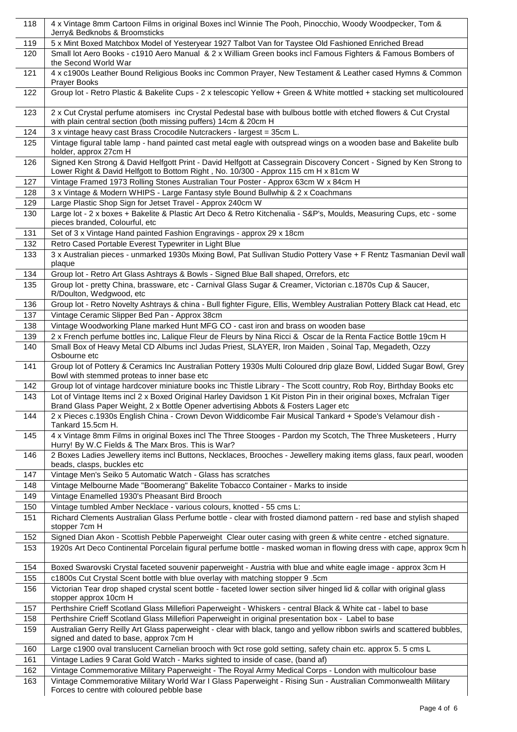| 118 | 4 x Vintage 8mm Cartoon Films in original Boxes incl Winnie The Pooh, Pinocchio, Woody Woodpecker, Tom & Jerry& Bedknobs & Broomsticks |
|---|---|
| 119 | 5 x Mint Boxed Matchbox Model of Yesteryear 1927 Talbot Van for Taystee Old Fashioned Enriched Bread |
| 120 | Small lot Aero Books - c1910 Aero Manual & 2 x William Green books incl Famous Fighters & Famous Bombers of the Second World War |
| 121 | 4 x c1900s Leather Bound Religious Books inc Common Prayer, New Testament & Leather cased Hymns & Common Prayer Books |
| 122 | Group lot - Retro Plastic & Bakelite Cups - 2 x telescopic Yellow + Green & White mottled + stacking set multicoloured |
| 123 | 2 x Cut Crystal perfume atomisers inc Crystal Pedestal base with bulbous bottle with etched flowers & Cut Crystal with plain central section (both missing puffers) 14cm & 20cm H |
| 124 | 3 x vintage heavy cast Brass Crocodile Nutcrackers - largest = 35cm L. |
| 125 | Vintage figural table lamp - hand painted cast metal eagle with outspread wings on a wooden base and Bakelite bulb holder, approx 27cm H |
| 126 | Signed Ken Strong & David Helfgott Print - David Helfgott at Cassegrain Discovery Concert - Signed by Ken Strong to Lower Right & David Helfgott to Bottom Right , No. 10/300 - Approx 115 cm H x 81cm W |
| 127 | Vintage Framed 1973 Rolling Stones Australian Tour Poster - Approx 63cm W x 84cm H |
| 128 | 3 x Vintage & Modern WHIPS - Large Fantasy style Bound Bullwhip & 2 x Coachmans |
| 129 | Large Plastic Shop Sign for Jetset Travel - Approx 240cm W |
| 130 | Large lot - 2 x boxes + Bakelite & Plastic Art Deco & Retro Kitchenalia - S&P's, Moulds, Measuring Cups, etc - some pieces branded, Colourful, etc |
| 131 | Set of 3 x Vintage Hand painted Fashion Engravings - approx 29 x 18cm |
| 132 | Retro Cased Portable Everest Typewriter in Light Blue |
| 133 | 3 x Australian pieces - unmarked 1930s Mixing Bowl, Pat Sullivan Studio Pottery Vase + F Rentz Tasmanian Devil wall plaque |
| 134 | Group lot - Retro Art Glass Ashtrays & Bowls - Signed Blue Ball shaped, Orrefors, etc |
| 135 | Group lot - pretty China, brassware, etc - Carnival Glass Sugar & Creamer, Victorian c.1870s Cup & Saucer, R/Doulton, Wedgwood, etc |
| 136 | Group lot - Retro Novelty Ashtrays & china - Bull fighter Figure, Ellis, Wembley Australian Pottery Black cat Head, etc |
| 137 | Vintage Ceramic Slipper Bed Pan - Approx 38cm |
| 138 | Vintage Woodworking Plane marked Hunt MFG CO - cast iron and brass on wooden base |
| 139 | 2 x French perfume bottles inc, Lalique Fleur de Fleurs by Nina Ricci & Oscar de la Renta Factice Bottle 19cm H |
| 140 | Small Box of Heavy Metal CD Albums incl Judas Priest, SLAYER, Iron Maiden , Soinal Tap, Megadeth, Ozzy Osbourne etc |
| 141 | Group lot of Pottery & Ceramics Inc Australian Pottery 1930s Multi Coloured drip glaze Bowl, Lidded Sugar Bowl, Grey Bowl with stemmed proteas to inner base etc |
| 142 | Group lot of vintage hardcover miniature books inc Thistle Library - The Scott country, Rob Roy, Birthday Books etc |
| 143 | Lot of Vintage Items incl 2 x Boxed Original Harley Davidson 1 Kit Piston Pin in their original boxes, Mcfralan Tiger Brand Glass Paper Weight, 2 x Bottle Opener advertising Abbots & Fosters Lager etc |
| 144 | 2 x Pieces c.1930s English China - Crown Devon Widdicombe Fair Musical Tankard + Spode's Velamour dish - Tankard 15.5cm H. |
| 145 | 4 x Vintage 8mm Films in original Boxes incl The Three Stooges - Pardon my Scotch, The Three Musketeers , Hurry Hurry! By W.C Fields & The Marx Bros. This is War? |
| 146 | 2 Boxes Ladies Jewellery items incl Buttons, Necklaces, Brooches - Jewellery making items glass, faux pearl, wooden beads, clasps, buckles etc |
| 147 | Vintage Men's Seiko 5 Automatic Watch - Glass has scratches |
| 148 | Vintage Melbourne Made "Boomerang" Bakelite Tobacco Container - Marks to inside |
| 149 | Vintage Enamelled 1930's Pheasant Bird Brooch |
| 150 | Vintage tumbled Amber Necklace - various colours, knotted - 55 cms L: |
| 151 | Richard Clements Australian Glass Perfume bottle - clear with frosted diamond pattern - red base and stylish shaped stopper 7cm H |
| 152 | Signed Dian Akon - Scottish Pebble Paperweight Clear outer casing with green & white centre - etched signature. |
| 153 | 1920s Art Deco Continental Porcelain figural perfume bottle - masked woman in flowing dress with cape, approx 9cm h |
| 154 | Boxed Swarovski Crystal faceted souvenir paperweight - Austria with blue and white eagle image - approx 3cm H |
| 155 | c1800s Cut Crystal Scent bottle with blue overlay with matching stopper 9 .5cm |
| 156 | Victorian Tear drop shaped crystal scent bottle - faceted lower section silver hinged lid & collar with original glass stopper approx 10cm H |
| 157 | Perthshire Crieff Scotland Glass Millefiori Paperweight - Whiskers - central Black & White cat - label to base |
| 158 | Perthshire Crieff Scotland Glass Millefiori Paperweight in original presentation box - Label to base |
| 159 | Australian Gerry Reilly Art Glass paperweight - clear with black, tango and yellow ribbon swirls and scattered bubbles, signed and dated to base, approx 7cm H |
| 160 | Large c1900 oval translucent Carnelian brooch with 9ct rose gold setting, safety chain etc. approx 5. 5 cms L |
| 161 | Vintage Ladies 9 Carat Gold Watch - Marks sighted to inside of case, (band af) |
| 162 | Vintage Commemorative Military Paperweight - The Royal Army Medical Corps - London with multicolour base |
| 163 | Vintage Commemorative Military World War I Glass Paperweight - Rising Sun - Australian Commonwealth Military Forces to centre with coloured pebble base |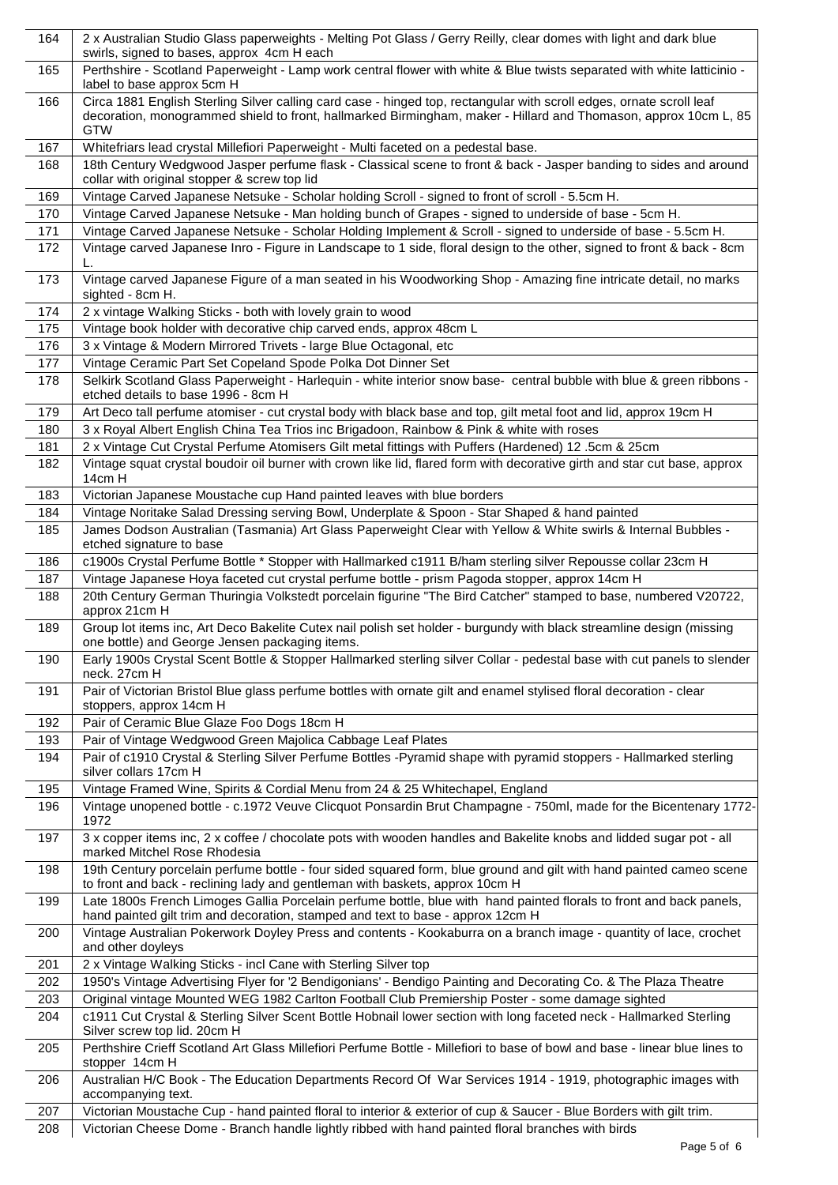| 164 | 2 x Australian Studio Glass paperweights - Melting Pot Glass / Gerry Reilly, clear domes with light and dark blue swirls, signed to bases, approx 4cm H each |
|---|---|
| 165 | Perthshire - Scotland Paperweight - Lamp work central flower with white & Blue twists separated with white latticinio - label to base approx 5cm H |
| 166 | Circa 1881 English Sterling Silver calling card case - hinged top, rectangular with scroll edges, ornate scroll leaf decoration, monogrammed shield to front, hallmarked Birmingham, maker - Hillard and Thomason, approx 10cm L, 85 GTW |
| 167 | Whitefriars lead crystal Millefiori Paperweight - Multi faceted on a pedestal base. |
| 168 | 18th Century Wedgwood Jasper perfume flask - Classical scene to front & back - Jasper banding to sides and around collar with original stopper & screw top lid |
| 169 | Vintage Carved Japanese Netsuke - Scholar holding Scroll - signed to front of scroll - 5.5cm H. |
| 170 | Vintage Carved Japanese Netsuke - Man holding bunch of Grapes - signed to underside of base - 5cm H. |
| 171 | Vintage Carved Japanese Netsuke - Scholar Holding Implement & Scroll - signed to underside of base - 5.5cm H. |
| 172 | Vintage carved Japanese Inro - Figure in Landscape to 1 side, floral design to the other, signed to front & back - 8cm L. |
| 173 | Vintage carved Japanese Figure of a man seated in his Woodworking Shop - Amazing fine intricate detail, no marks sighted - 8cm H. |
| 174 | 2 x vintage Walking Sticks - both with lovely grain to wood |
| 175 | Vintage book holder with decorative chip carved ends, approx 48cm L |
| 176 | 3 x Vintage & Modern Mirrored Trivets - large Blue Octagonal, etc |
| 177 | Vintage Ceramic Part Set Copeland Spode Polka Dot Dinner Set |
| 178 | Selkirk Scotland Glass Paperweight - Harlequin - white interior snow base- central bubble with blue & green ribbons - etched details to base 1996 - 8cm H |
| 179 | Art Deco tall perfume atomiser - cut crystal body with black base and top, gilt metal foot and lid, approx 19cm H |
| 180 | 3 x Royal Albert English China Tea Trios inc Brigadoon, Rainbow & Pink & white with roses |
| 181 | 2 x Vintage Cut Crystal Perfume Atomisers Gilt metal fittings with Puffers (Hardened) 12 .5cm & 25cm |
| 182 | Vintage squat crystal boudoir oil burner with crown like lid, flared form with decorative girth and star cut base, approx 14cm H |
| 183 | Victorian Japanese Moustache cup Hand painted leaves with blue borders |
| 184 | Vintage Noritake Salad Dressing serving Bowl, Underplate & Spoon - Star Shaped & hand painted |
| 185 | James Dodson Australian (Tasmania) Art Glass Paperweight Clear with Yellow & White swirls & Internal Bubbles - etched signature to base |
| 186 | c1900s Crystal Perfume Bottle * Stopper with Hallmarked c1911 B/ham sterling silver Repousse collar 23cm H |
| 187 | Vintage Japanese Hoya faceted cut crystal perfume bottle - prism Pagoda stopper, approx 14cm H |
| 188 | 20th Century German Thuringia Volkstedt porcelain figurine "The Bird Catcher" stamped to base, numbered V20722, approx 21cm H |
| 189 | Group lot items inc, Art Deco Bakelite Cutex nail polish set holder - burgundy with black streamline design (missing one bottle) and George Jensen packaging items. |
| 190 | Early 1900s Crystal Scent Bottle & Stopper Hallmarked sterling silver Collar - pedestal base with cut panels to slender neck. 27cm H |
| 191 | Pair of Victorian Bristol Blue glass perfume bottles with ornate gilt and enamel stylised floral decoration - clear stoppers, approx 14cm H |
| 192 | Pair of Ceramic Blue Glaze Foo Dogs 18cm H |
| 193 | Pair of Vintage Wedgwood Green Majolica Cabbage Leaf Plates |
| 194 | Pair of c1910 Crystal & Sterling Silver Perfume Bottles -Pyramid shape with pyramid stoppers - Hallmarked sterling silver collars 17cm H |
| 195 | Vintage Framed Wine, Spirits & Cordial Menu from 24 & 25 Whitechapel, England |
| 196 | Vintage unopened bottle - c.1972 Veuve Clicquot Ponsardin Brut Champagne - 750ml, made for the Bicentenary 1772-1972 |
| 197 | 3 x copper items inc, 2 x coffee / chocolate pots with wooden handles and Bakelite knobs and lidded sugar pot - all marked Mitchel Rose Rhodesia |
| 198 | 19th Century porcelain perfume bottle - four sided squared form, blue ground and gilt with hand painted cameo scene to front and back - reclining lady and gentleman with baskets, approx 10cm H |
| 199 | Late 1800s French Limoges Gallia Porcelain perfume bottle, blue with hand painted florals to front and back panels, hand painted gilt trim and decoration, stamped and text to base - approx 12cm H |
| 200 | Vintage Australian Pokerwork Doyley Press and contents - Kookaburra on a branch image - quantity of lace, crochet and other doyleys |
| 201 | 2 x Vintage Walking Sticks - incl Cane with Sterling Silver top |
| 202 | 1950's Vintage Advertising Flyer for '2 Bendigonians' - Bendigo Painting and Decorating Co. & The Plaza Theatre |
| 203 | Original vintage Mounted WEG 1982 Carlton Football Club Premiership Poster - some damage sighted |
| 204 | c1911 Cut Crystal & Sterling Silver Scent Bottle Hobnail lower section with long faceted neck - Hallmarked Sterling Silver screw top lid. 20cm H |
| 205 | Perthshire Crieff Scotland Art Glass Millefiori Perfume Bottle - Millefiori to base of bowl and base - linear blue lines to stopper 14cm H |
| 206 | Australian H/C Book - The Education Departments Record Of War Services 1914 - 1919, photographic images with accompanying text. |
| 207 | Victorian Moustache Cup - hand painted floral to interior & exterior of cup & Saucer - Blue Borders with gilt trim. |
| 208 | Victorian Cheese Dome - Branch handle lightly ribbed with hand painted floral branches with birds |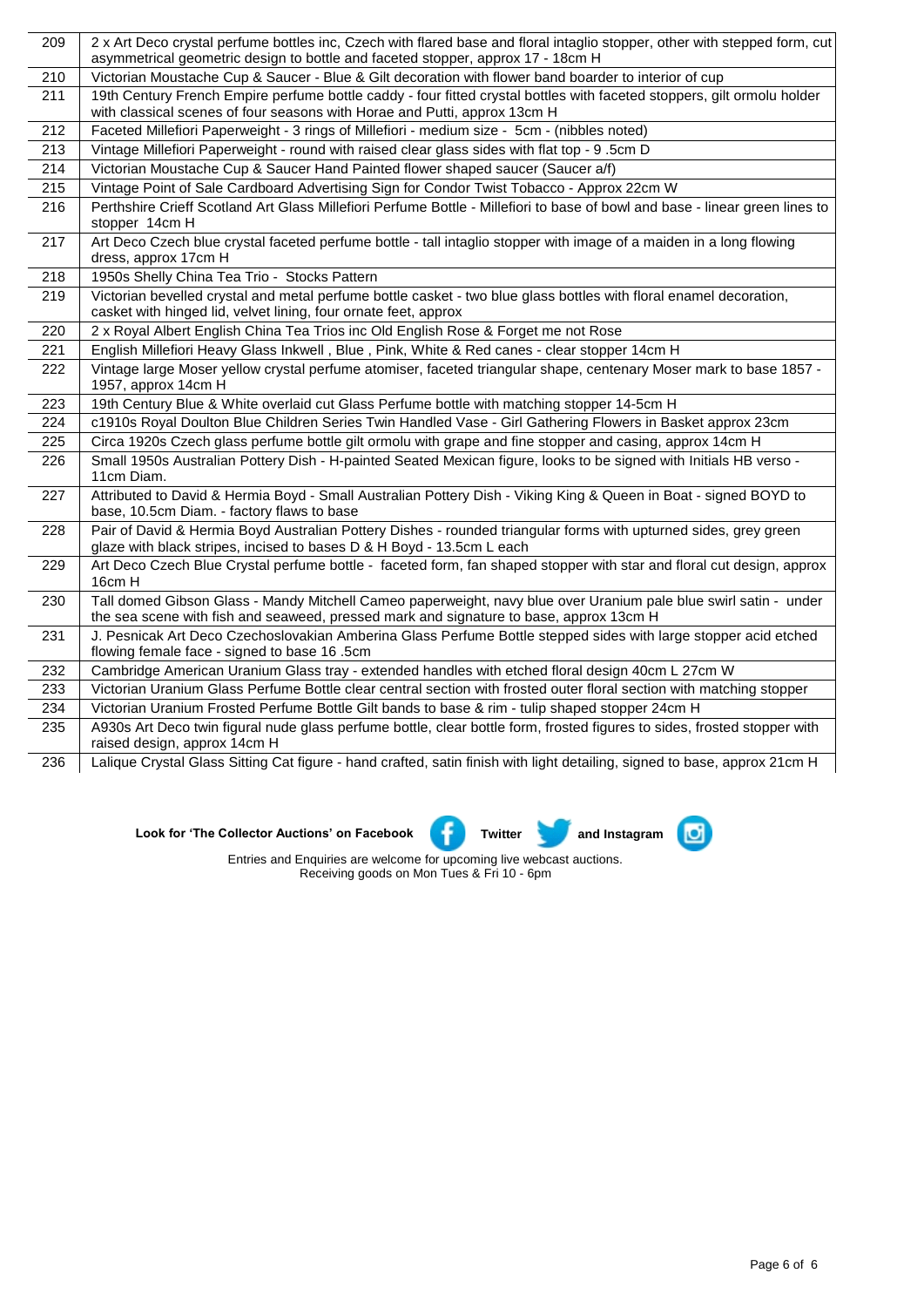| | |
|---|---|
| 209 | 2 x Art Deco crystal perfume bottles inc, Czech with flared base and floral intaglio stopper, other with stepped form, cut asymmetrical geometric design to bottle and faceted stopper, approx 17 - 18cm H |
| 210 | Victorian Moustache Cup & Saucer - Blue & Gilt decoration with flower band boarder to interior of cup |
| 211 | 19th Century French Empire perfume bottle caddy - four fitted crystal bottles with faceted stoppers, gilt ormolu holder with classical scenes of four seasons with Horae and Putti, approx 13cm H |
| 212 | Faceted Millefiori Paperweight - 3 rings of Millefiori - medium size - 5cm - (nibbles noted) |
| 213 | Vintage Millefiori Paperweight - round with raised clear glass sides with flat top - 9 .5cm D |
| 214 | Victorian Moustache Cup & Saucer Hand Painted flower shaped saucer (Saucer a/f) |
| 215 | Vintage Point of Sale Cardboard Advertising Sign for Condor Twist Tobacco - Approx 22cm W |
| 216 | Perthshire Crieff Scotland Art Glass Millefiori Perfume Bottle - Millefiori to base of bowl and base - linear green lines to stopper 14cm H |
| 217 | Art Deco Czech blue crystal faceted perfume bottle - tall intaglio stopper with image of a maiden in a long flowing dress, approx 17cm H |
| 218 | 1950s Shelly China Tea Trio - Stocks Pattern |
| 219 | Victorian bevelled crystal and metal perfume bottle casket - two blue glass bottles with floral enamel decoration, casket with hinged lid, velvet lining, four ornate feet, approx |
| 220 | 2 x Royal Albert English China Tea Trios inc Old English Rose & Forget me not Rose |
| 221 | English Millefiori Heavy Glass Inkwell , Blue , Pink, White & Red canes - clear stopper 14cm H |
| 222 | Vintage large Moser yellow crystal perfume atomiser, faceted triangular shape, centenary Moser mark to base 1857 - 1957, approx 14cm H |
| 223 | 19th Century Blue & White overlaid cut Glass Perfume bottle with matching stopper 14-5cm H |
| 224 | c1910s Royal Doulton Blue Children Series Twin Handled Vase - Girl Gathering Flowers in Basket approx 23cm |
| 225 | Circa 1920s Czech glass perfume bottle gilt ormolu with grape and fine stopper and casing, approx 14cm H |
| 226 | Small 1950s Australian Pottery Dish - H-painted Seated Mexican figure, looks to be signed with Initials HB verso - 11cm Diam. |
| 227 | Attributed to David & Hermia Boyd - Small Australian Pottery Dish - Viking King & Queen in Boat - signed BOYD to base, 10.5cm Diam. - factory flaws to base |
| 228 | Pair of David & Hermia Boyd Australian Pottery Dishes - rounded triangular forms with upturned sides, grey green glaze with black stripes, incised to bases D & H Boyd - 13.5cm L each |
| 229 | Art Deco Czech Blue Crystal perfume bottle - faceted form, fan shaped stopper with star and floral cut design, approx 16cm H |
| 230 | Tall domed Gibson Glass - Mandy Mitchell Cameo paperweight, navy blue over Uranium pale blue swirl satin - under the sea scene with fish and seaweed, pressed mark and signature to base, approx 13cm H |
| 231 | J. Pesnicak Art Deco Czechoslovakian Amberina Glass Perfume Bottle stepped sides with large stopper acid etched flowing female face - signed to base 16 .5cm |
| 232 | Cambridge American Uranium Glass tray - extended handles with etched floral design 40cm L 27cm W |
| 233 | Victorian Uranium Glass Perfume Bottle clear central section with frosted outer floral section with matching stopper |
| 234 | Victorian Uranium Frosted Perfume Bottle Gilt bands to base & rim - tulip shaped stopper 24cm H |
| 235 | A930s Art Deco twin figural nude glass perfume bottle, clear bottle form, frosted figures to sides, frosted stopper with raised design, approx 14cm H |
| 236 | Lalique Crystal Glass Sitting Cat figure - hand crafted, satin finish with light detailing, signed to base, approx 21cm H |

**Look for 'The Collector Auctions' on Facebook Twitter and Instagram**

Entries and Enquiries are welcome for upcoming live webcast auctions.
Receiving goods on Mon Tues & Fri 10 - 6pm